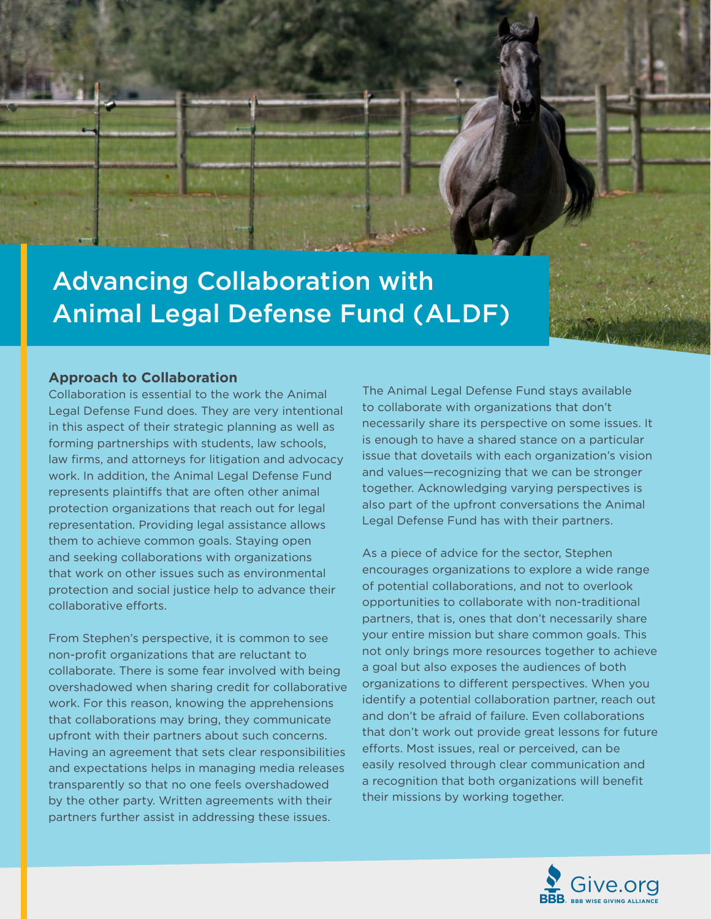# Advancing Collaboration with Animal Legal Defense Fund (ALDF)

### Approach to Collaboration

Collaboration is essential to the work the Animal Legal Defense Fund does. They are very intentional in this aspect of their strategic planning as well as forming partnerships with students, law schools, law firms, and attorneys for litigation and advocacy work. In addition, the Animal Legal Defense Fund represents plaintiffs that are often other animal protection organizations that reach out for legal representation. Providing legal assistance allows them to achieve common goals. Staying open and seeking collaborations with organizations that work on other issues such as environmental protection and social justice help to advance their collaborative efforts.

From Stephen's perspective, it is common to see non-profit organizations that are reluctant to collaborate. There is some fear involved with being overshadowed when sharing credit for collaborative work. For this reason, knowing the apprehensions that collaborations may bring, they communicate upfront with their partners about such concerns. Having an agreement that sets clear responsibilities and expectations helps in managing media releases transparently so that no one feels overshadowed by the other party. Written agreements with their partners further assist in addressing these issues.

The Animal Legal Defense Fund stays available to collaborate with organizations that don't necessarily share its perspective on some issues. It is enough to have a shared stance on a particular issue that dovetails with each organization's vision and values—recognizing that we can be stronger together. Acknowledging varying perspectives is also part of the upfront conversations the Animal Legal Defense Fund has with their partners.

As a piece of advice for the sector, Stephen encourages organizations to explore a wide range of potential collaborations, and not to overlook opportunities to collaborate with non-traditional partners, that is, ones that don't necessarily share your entire mission but share common goals. This not only brings more resources together to achieve a goal but also exposes the audiences of both organizations to different perspectives. When you identify a potential collaboration partner, reach out and don't be afraid of failure. Even collaborations that don't work out provide great lessons for future efforts. Most issues, real or perceived, can be easily resolved through clear communication and a recognition that both organizations will benefit their missions by working together.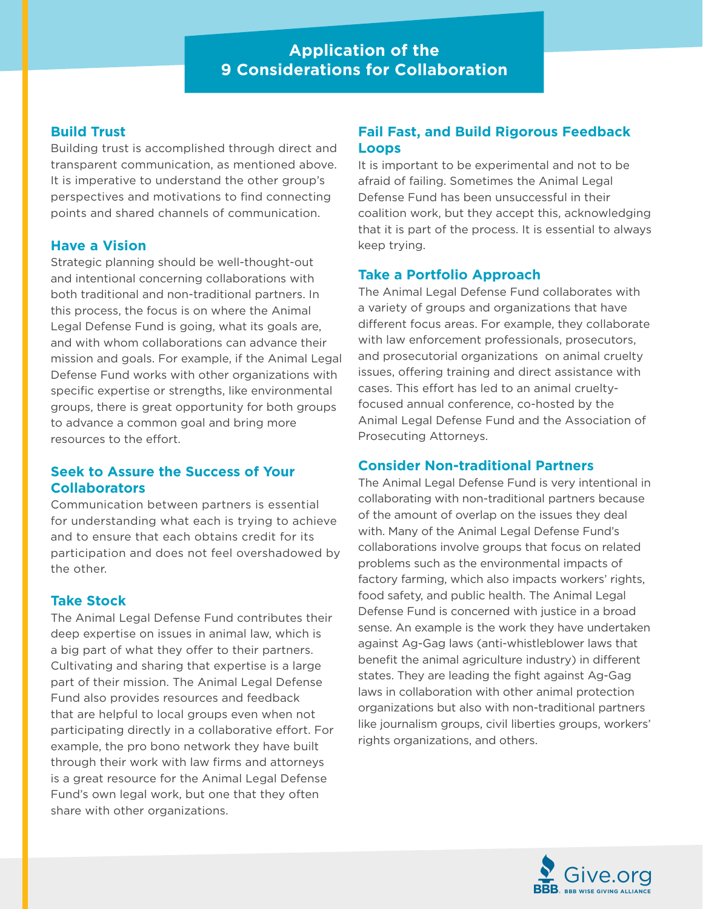## Application of the 9 Considerations for Collaboration

### Build Trust

Building trust is accomplished through direct and transparent communication, as mentioned above. It is imperative to understand the other group's perspectives and motivations to find connecting points and shared channels of communication.

### Have a Vision

Strategic planning should be well-thought-out and intentional concerning collaborations with both traditional and non-traditional partners. In this process, the focus is on where the Animal Legal Defense Fund is going, what its goals are, and with whom collaborations can advance their mission and goals. For example, if the Animal Legal Defense Fund works with other organizations with specific expertise or strengths, like environmental groups, there is great opportunity for both groups to advance a common goal and bring more resources to the effort.

### Seek to Assure the Success of Your Collaborators

Communication between partners is essential for understanding what each is trying to achieve and to ensure that each obtains credit for its participation and does not feel overshadowed by the other.

### Take Stock

The Animal Legal Defense Fund contributes their deep expertise on issues in animal law, which is a big part of what they offer to their partners. Cultivating and sharing that expertise is a large part of their mission. The Animal Legal Defense Fund also provides resources and feedback that are helpful to local groups even when not participating directly in a collaborative effort. For example, the pro bono network they have built through their work with law firms and attorneys is a great resource for the Animal Legal Defense Fund's own legal work, but one that they often share with other organizations.

### Fail Fast, and Build Rigorous Feedback Loops

It is important to be experimental and not to be afraid of failing. Sometimes the Animal Legal Defense Fund has been unsuccessful in their coalition work, but they accept this, acknowledging that it is part of the process. It is essential to always keep trying.

### Take a Portfolio Approach

The Animal Legal Defense Fund collaborates with a variety of groups and organizations that have different focus areas. For example, they collaborate with law enforcement professionals, prosecutors, and prosecutorial organizations on animal cruelty issues, offering training and direct assistance with cases. This effort has led to an animal cruelty-focused annual conference, co-hosted by the Animal Legal Defense Fund and the Association of Prosecuting Attorneys.

### Consider Non-traditional Partners

The Animal Legal Defense Fund is very intentional in collaborating with non-traditional partners because of the amount of overlap on the issues they deal with. Many of the Animal Legal Defense Fund's collaborations involve groups that focus on related problems such as the environmental impacts of factory farming, which also impacts workers' rights, food safety, and public health. The Animal Legal Defense Fund is concerned with justice in a broad sense. An example is the work they have undertaken against Ag-Gag laws (anti-whistleblower laws that benefit the animal agriculture industry) in different states. They are leading the fight against Ag-Gag laws in collaboration with other animal protection organizations but also with non-traditional partners like journalism groups, civil liberties groups, workers' rights organizations, and others.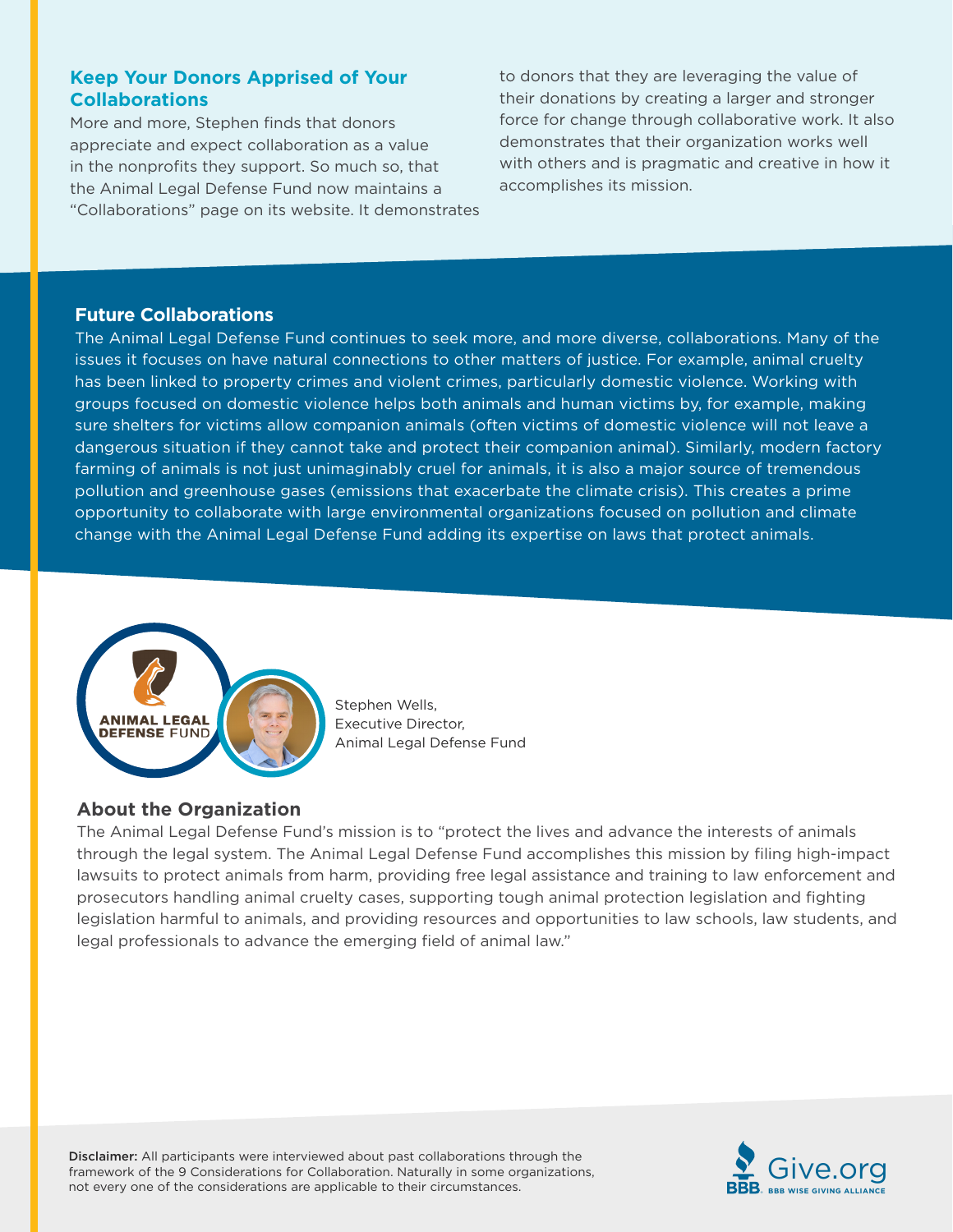### Keep Your Donors Apprised of Your Collaborations

More and more, Stephen finds that donors appreciate and expect collaboration as a value in the nonprofits they support. So much so, that the Animal Legal Defense Fund now maintains a "Collaborations" page on its website. It demonstrates to donors that they are leveraging the value of their donations by creating a larger and stronger force for change through collaborative work. It also demonstrates that their organization works well with others and is pragmatic and creative in how it accomplishes its mission.

### Future Collaborations

The Animal Legal Defense Fund continues to seek more, and more diverse, collaborations. Many of the issues it focuses on have natural connections to other matters of justice. For example, animal cruelty has been linked to property crimes and violent crimes, particularly domestic violence. Working with groups focused on domestic violence helps both animals and human victims by, for example, making sure shelters for victims allow companion animals (often victims of domestic violence will not leave a dangerous situation if they cannot take and protect their companion animal). Similarly, modern factory farming of animals is not just unimaginably cruel for animals, it is also a major source of tremendous pollution and greenhouse gases (emissions that exacerbate the climate crisis). This creates a prime opportunity to collaborate with large environmental organizations focused on pollution and climate change with the Animal Legal Defense Fund adding its expertise on laws that protect animals.

ANIMAL LEGAL DEFENSE FUND

Stephen Wells,
Executive Director,
Animal Legal Defense Fund

### About the Organization

The Animal Legal Defense Fund's mission is to "protect the lives and advance the interests of animals through the legal system. The Animal Legal Defense Fund accomplishes this mission by filing high-impact lawsuits to protect animals from harm, providing free legal assistance and training to law enforcement and prosecutors handling animal cruelty cases, supporting tough animal protection legislation and fighting legislation harmful to animals, and providing resources and opportunities to law schools, law students, and legal professionals to advance the emerging field of animal law."

**Disclaimer:** All participants were interviewed about past collaborations through the framework of the 9 Considerations for Collaboration. Naturally in some organizations, not every one of the considerations are applicable to their circumstances.

Give.org
BBB WISE GIVING ALLIANCE